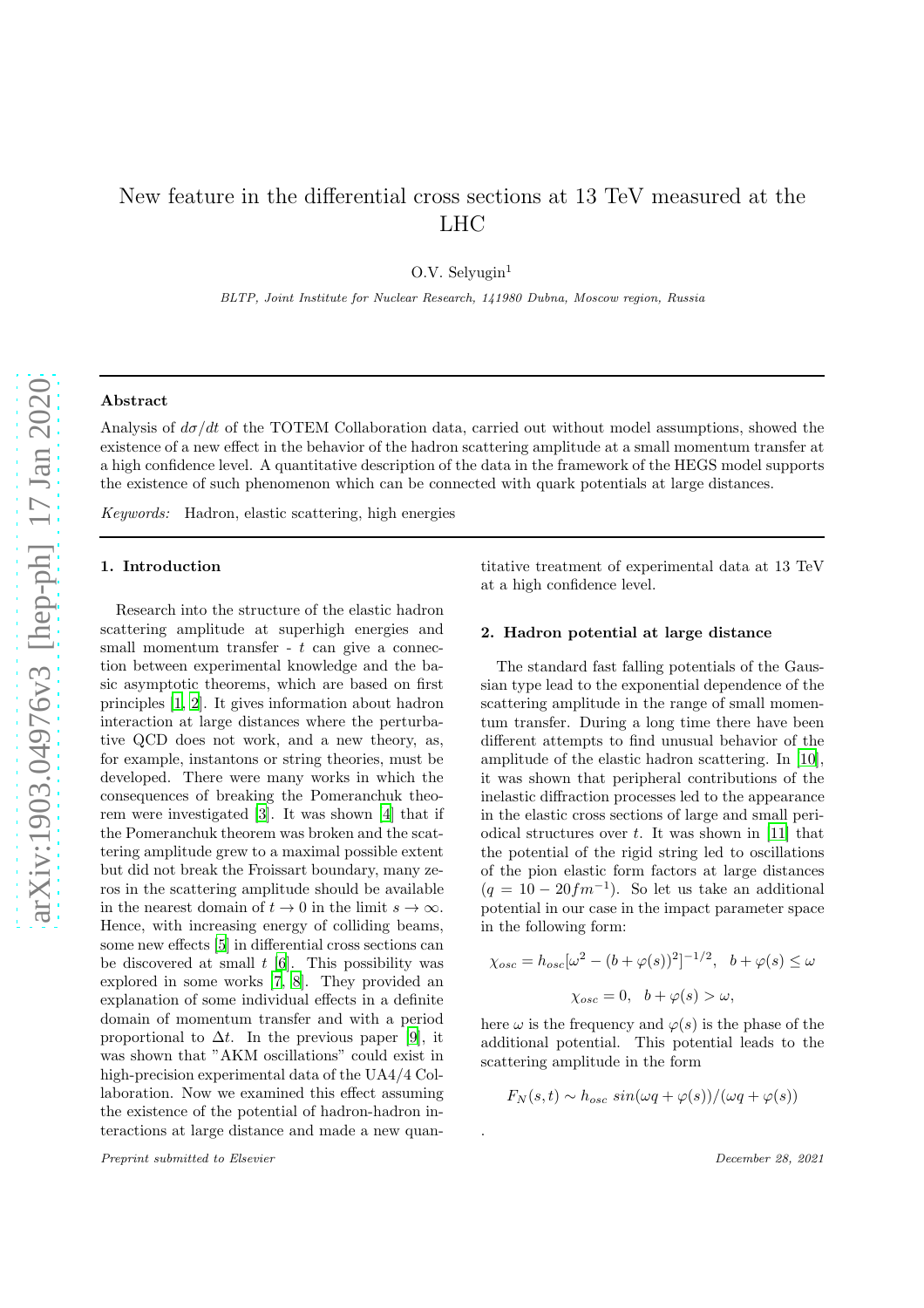# New feature in the differential cross sections at 13 TeV measured at the LHC

O.V. Selyugin[1]

*BLTP, Joint Institute for Nuclear Research, 141980 Dubna, Moscow region, Russia*

## Abstract

Analysis of $d\sigma/dt$ of the TOTEM Collaboration data, carried out without model assumptions, showed the existence of a new effect in the behavior of the hadron scattering amplitude at a small momentum transfer at a high confidence level. A quantitative description of the data in the framework of the HEGS model supports the existence of such phenomenon which can be connected with quark potentials at large distances.

*Keywords:* Hadron, elastic scattering, high energies

## 1. Introduction

Research into the structure of the elastic hadron scattering amplitude at superhigh energies and small momentum transfer - $t$ can give a connection between experimental knowledge and the basic asymptotic theorems, which are based on first principles [1, 2]. It gives information about hadron interaction at large distances where the perturbative QCD does not work, and a new theory, as, for example, instantons or string theories, must be developed. There were many works in which the consequences of breaking the Pomeranchuk theorem were investigated [3]. It was shown [4] that if the Pomeranchuk theorem was broken and the scattering amplitude grew to a maximal possible extent but did not break the Froissart boundary, many zeros in the scattering amplitude should be available in the nearest domain of $t \to 0$ in the limit $s \to \infty$. Hence, with increasing energy of colliding beams, some new effects [5] in differential cross sections can be discovered at small $t$ [6]. This possibility was explored in some works [7, 8]. They provided an explanation of some individual effects in a definite domain of momentum transfer and with a period proportional to $\Delta t$. In the previous paper [9], it was shown that "AKM oscillations" could exist in high-precision experimental data of the UA4/4 Collaboration. Now we examined this effect assuming the existence of the potential of hadron-hadron interactions at large distance and made a new quantitative treatment of experimental data at 13 TeV at a high confidence level.

## 2. Hadron potential at large distance

The standard fast falling potentials of the Gaussian type lead to the exponential dependence of the scattering amplitude in the range of small momentum transfer. During a long time there have been different attempts to find unusual behavior of the amplitude of the elastic hadron scattering. In [10], it was shown that peripheral contributions of the inelastic diffraction processes led to the appearance in the elastic cross sections of large and small periodical structures over $t$. It was shown in [11] that the potential of the rigid string led to oscillations of the pion elastic form factors at large distances ($q = 10 - 20 fm^{-1}$). So let us take an additional potential in our case in the impact parameter space in the following form:

$$\chi_{osc} = h_{osc}[\omega^2 - (b + \varphi(s))^2]^{-1/2}, \quad b + \varphi(s) \leq \omega$$

$$\chi_{osc} = 0, \quad b + \varphi(s) > \omega,$$

here $\omega$ is the frequency and $\varphi(s)$ is the phase of the additional potential. This potential leads to the scattering amplitude in the form

$$F_N(s,t) \sim h_{osc}\ sin(\omega q + \varphi(s))/(\omega q + \varphi(s))$$

.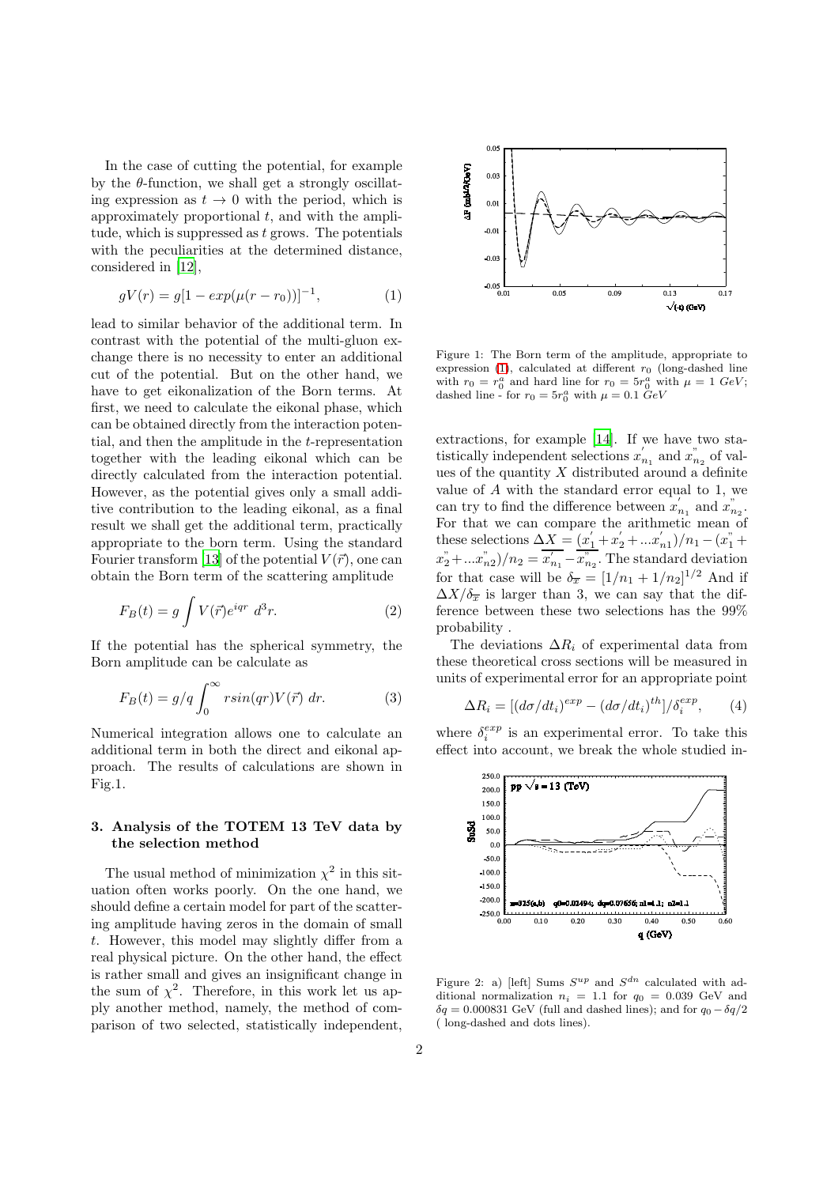In the case of cutting the potential, for example by the $\theta$-function, we shall get a strongly oscillating expression as $t \to 0$ with the period, which is approximately proportional $t$, and with the amplitude, which is suppressed as $t$ grows. The potentials with the peculiarities at the determined distance, considered in [12],

$$gV(r) = g[1 - exp(\mu(r - r_0))]^{-1}, \qquad (1)$$

lead to similar behavior of the additional term. In contrast with the potential of the multi-gluon exchange there is no necessity to enter an additional cut of the potential. But on the other hand, we have to get eikonalization of the Born terms. At first, we need to calculate the eikonal phase, which can be obtained directly from the interaction potential, and then the amplitude in the $t$-representation together with the leading eikonal which can be directly calculated from the interaction potential. However, as the potential gives only a small additive contribution to the leading eikonal, as a final result we shall get the additional term, practically appropriate to the born term. Using the standard Fourier transform [13] of the potential $V(\vec{r})$, one can obtain the Born term of the scattering amplitude

$$F_B(t) = g \int V(\vec{r}) e^{iqr} \ d^3r. \qquad (2)$$

If the potential has the spherical symmetry, the Born amplitude can be calculate as

$$F_B(t) = g/q \int_0^\infty r sin(qr) V(\vec{r}) \ dr. \qquad (3)$$

Numerical integration allows one to calculate an additional term in both the direct and eikonal approach. The results of calculations are shown in Fig.1.

Figure 1: The Born term of the amplitude, appropriate to expression (1), calculated at different $r_0$ (long-dashed line with $r_0 = r_0^a$ and hard line for $r_0 = 5r_0^a$ with $\mu = 1$ $GeV$; dashed line - for $r_0 = 5r_0^a$ with $\mu = 0.1$ $GeV$

## 3. Analysis of the TOTEM 13 TeV data by the selection method

The usual method of minimization $\chi^2$ in this situation often works poorly. On the one hand, we should define a certain model for part of the scattering amplitude having zeros in the domain of small $t$. However, this model may slightly differ from a real physical picture. On the other hand, the effect is rather small and gives an insignificant change in the sum of $\chi^2$. Therefore, in this work let us apply another method, namely, the method of comparison of two selected, statistically independent, extractions, for example [14]. If we have two statistically independent selections $x^{'}_{n_1}$ and $x^{"}_{n_2}$ of values of the quantity $X$ distributed around a definite value of $A$ with the standard error equal to 1, we can try to find the difference between $x^{'}_{n_1}$ and $x^{"}_{n_2}$. For that we can compare the arithmetic mean of these selections $\Delta X = (x^{'}_1 + x^{'}_2 + ... x^{'}_{n1})/n_1 - (x^{"}_1 + x^{"}_2 + ... x^{"}_{n2})/n_2 = \overline{x^{'}_{n_1}} - \overline{x^{"}_{n_2}}$. The standard deviation for that case will be $\delta_{\overline{x}} = [1/n_1 + 1/n_2]^{1/2}$ And if $\Delta X/\delta_{\overline{x}}$ is larger than 3, we can say that the difference between these two selections has the 99% probability .

The deviations $\Delta R_i$ of experimental data from these theoretical cross sections will be measured in units of experimental error for an appropriate point

$$\Delta R_i = [(d\sigma/dt_i)^{exp} - (d\sigma/dt_i)^{th}]/\delta_i^{exp}, \qquad (4)$$

where $\delta_i^{exp}$ is an experimental error. To take this effect into account, we break the whole studied in-

Figure 2: a) [left] Sums $S^{up}$ and $S^{dn}$ calculated with additional normalization $n_i = 1.1$ for $q_0 = 0.039$ GeV and $\delta q = 0.000831$ GeV (full and dashed lines); and for $q_0 - \delta q/2$ ( long-dashed and dots lines).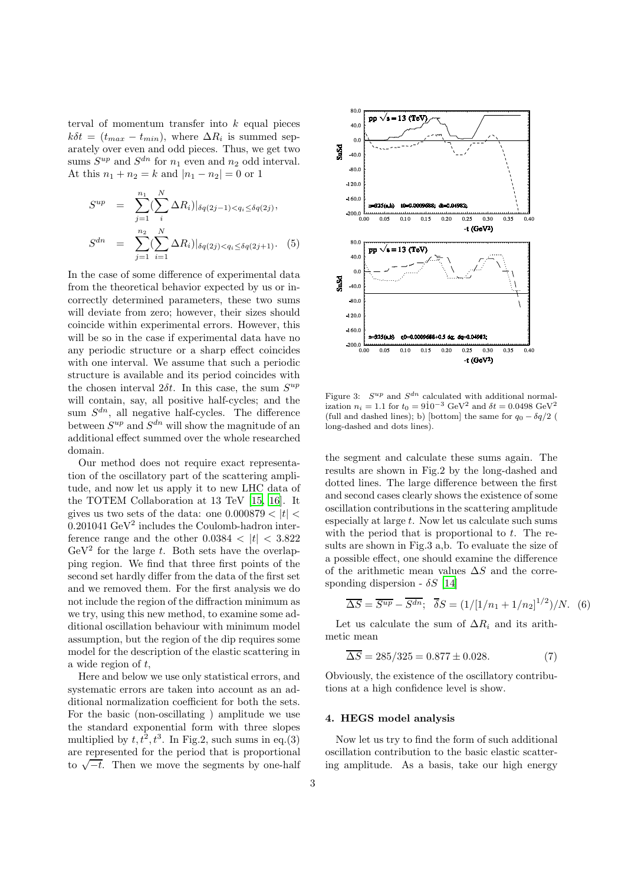terval of momentum transfer into $k$ equal pieces $k\delta t = (t_{max} - t_{min})$, where $\Delta R_i$ is summed separately over even and odd pieces. Thus, we get two sums $S^{up}$ and $S^{dn}$ for $n_1$ even and $n_2$ odd interval. At this $n_1 + n_2 = k$ and $|n_1 - n_2| = 0$ or 1

$$
\begin{aligned}
S^{up} &= \sum_{j=1}^{n_1} (\sum_{i}^{N} \Delta R_i)|_{\delta q(2j-1) < q_i \leq \delta q(2j)}, \\
S^{dn} &= \sum_{j=1}^{n_2} (\sum_{i=1}^{N} \Delta R_i)|_{\delta q(2j) < q_i \leq \delta q(2j+1)}. \quad (5)
\end{aligned}
$$

In the case of some difference of experimental data from the theoretical behavior expected by us or incorrectly determined parameters, these two sums will deviate from zero; however, their sizes should coincide within experimental errors. However, this will be so in the case if experimental data have no any periodic structure or a sharp effect coincides with one interval. We assume that such a periodic structure is available and its period coincides with the chosen interval $2\delta t$. In this case, the sum $S^{up}$ will contain, say, all positive half-cycles; and the sum $S^{dn}$, all negative half-cycles. The difference between $S^{up}$ and $S^{dn}$ will show the magnitude of an additional effect summed over the whole researched domain.

Our method does not require exact representation of the oscillatory part of the scattering amplitude, and now let us apply it to new LHC data of the TOTEM Collaboration at 13 TeV [15, 16]. It gives us two sets of the data: one $0.000879 < |t| < 0.201041$ GeV$^2$ includes the Coulomb-hadron interference range and the other $0.0384 < |t| < 3.822$ GeV$^2$ for the large $t$. Both sets have the overlapping region. We find that three first points of the second set hardly differ from the data of the first set and we removed them. For the first analysis we do not include the region of the diffraction minimum as we try, using this new method, to examine some additional oscillation behaviour with minimum model assumption, but the region of the dip requires some model for the description of the elastic scattering in a wide region of $t$,

Here and below we use only statistical errors, and systematic errors are taken into account as an additional normalization coefficient for both the sets. For the basic (non-oscillating ) amplitude we use the standard exponential form with three slopes multiplied by $t, t^2, t^3$. In Fig.2, such sums in eq.(3) are represented for the period that is proportional to $\sqrt{-t}$. Then we move the segments by one-half

Figure 3: $S^{up}$ and $S^{dn}$ calculated with additional normalization $n_i = 1.1$ for $t_0 = 9\dot{1}0^{-3}$ GeV$^2$ and $\delta t = 0.0498$ GeV$^2$ (full and dashed lines); b) [bottom] the same for $q_0 - \delta q/2$ ( long-dashed and dots lines).

the segment and calculate these sums again. The results are shown in Fig.2 by the long-dashed and dotted lines. The large difference between the first and second cases clearly shows the existence of some oscillation contributions in the scattering amplitude especially at large $t$. Now let us calculate such sums with the period that is proportional to $t$. The results are shown in Fig.3 a,b. To evaluate the size of a possible effect, one should examine the difference of the arithmetic mean values $\Delta S$ and the corresponding dispersion - $\delta S$ [14]

$$
\overline{\Delta S} = \overline{S^{up}} - \overline{S^{dn}}; \quad \overline{\delta} S = (1/[1/n_1 + 1/n_2]^{1/2})/N. \quad (6)
$$

Let us calculate the sum of $\Delta R_i$ and its arithmetic mean

$$
\overline{\Delta S} = 285/325 = 0.877 \pm 0.028. \quad (7)
$$

Obviously, the existence of the oscillatory contributions at a high confidence level is show.

## 4. HEGS model analysis

Now let us try to find the form of such additional oscillation contribution to the basic elastic scattering amplitude. As a basis, take our high energy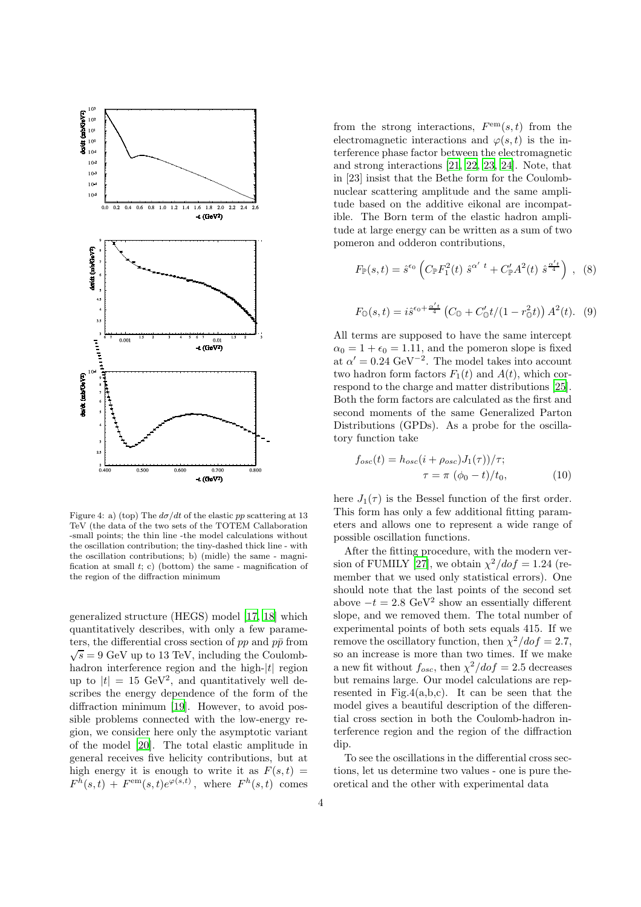Figure 4: a) (top) The $d\sigma/dt$ of the elastic $pp$ scattering at 13 TeV (the data of the two sets of the TOTEM Callaboration -small points; the thin line -the model calculations without the oscillation contribution; the tiny-dashed thick line - with the oscillation contributions; b) (midle) the same - magnification at small $t$; c) (bottom) the same - magnification of the region of the diffraction minimum

generalized structure (HEGS) model [17, 18] which quantitatively describes, with only a few parameters, the differential cross section of $pp$ and $p\bar{p}$ from $\sqrt{s} = 9$ GeV up to 13 TeV, including the Coulomb-hadron interference region and the high-$|t|$ region up to $|t| = 15$ GeV$^2$, and quantitatively well describes the energy dependence of the form of the diffraction minimum [19]. However, to avoid possible problems connected with the low-energy region, we consider here only the asymptotic variant of the model [20]. The total elastic amplitude in general receives five helicity contributions, but at high energy it is enough to write it as $F(s,t) = F^{h}(s,t) + F^{\rm em}(s,t)e^{\varphi(s,t)}$, where $F^{h}(s,t)$ comes from the strong interactions, $F^{\rm em}(s,t)$ from the electromagnetic interactions and $\varphi(s,t)$ is the interference phase factor between the electromagnetic and strong interactions [21, 22, 23, 24]. Note, that in [23] insist that the Bethe form for the Coulomb-nuclear scattering amplitude and the same amplitude based on the additive eikonal are incompatible. The Born term of the elastic hadron amplitude at large energy can be written as a sum of two pomeron and odderon contributions,

$$F_{\mathbb{P}}(s,t) = \hat{s}^{\epsilon_0}\left(C_{\mathbb{P}}F_1^2(t)\ \hat{s}^{\alpha'\ t} + C'_{\mathbb{P}}A^2(t)\ \hat{s}^{\frac{\alpha' t}{4}}\right), \quad (8)$$

$$F_{\mathbb{O}}(s,t) = i\hat{s}^{\epsilon_0+\frac{\alpha' t}{4}}\left(C_{\mathbb{O}} + C'_{\mathbb{O}}t/(1-r_{\mathbb{O}}^2 t)\right)A^2(t). \quad (9)$$

All terms are supposed to have the same intercept $\alpha_0 = 1 + \epsilon_0 = 1.11$, and the pomeron slope is fixed at $\alpha' = 0.24$ GeV$^{-2}$. The model takes into account two hadron form factors $F_1(t)$ and $A(t)$, which correspond to the charge and matter distributions [25]. Both the form factors are calculated as the first and second moments of the same Generalized Parton Distributions (GPDs). As a probe for the oscillatory function take

$$f_{osc}(t) = h_{osc}(i + \rho_{osc})J_1(\tau)/\tau;$$
$$\tau = \pi\ (\phi_0 - t)/t_0, \quad (10)$$

here $J_1(\tau)$ is the Bessel function of the first order. This form has only a few additional fitting parameters and allows one to represent a wide range of possible oscillation functions.

After the fitting procedure, with the modern version of FUMILY [27], we obtain $\chi^2/dof = 1.24$ (remember that we used only statistical errors). One should note that the last points of the second set above $-t = 2.8$ GeV$^2$ show an essentially different slope, and we removed them. The total number of experimental points of both sets equals 415. If we remove the oscillatory function, then $\chi^2/dof = 2.7$, so an increase is more than two times. If we make a new fit without $f_{osc}$, then $\chi^2/dof = 2.5$ decreases but remains large. Our model calculations are represented in Fig.4(a,b,c). It can be seen that the model gives a beautiful description of the differential cross section in both the Coulomb-hadron interference region and the region of the diffraction dip.

To see the oscillations in the differential cross sections, let us determine two values - one is pure theoretical and the other with experimental data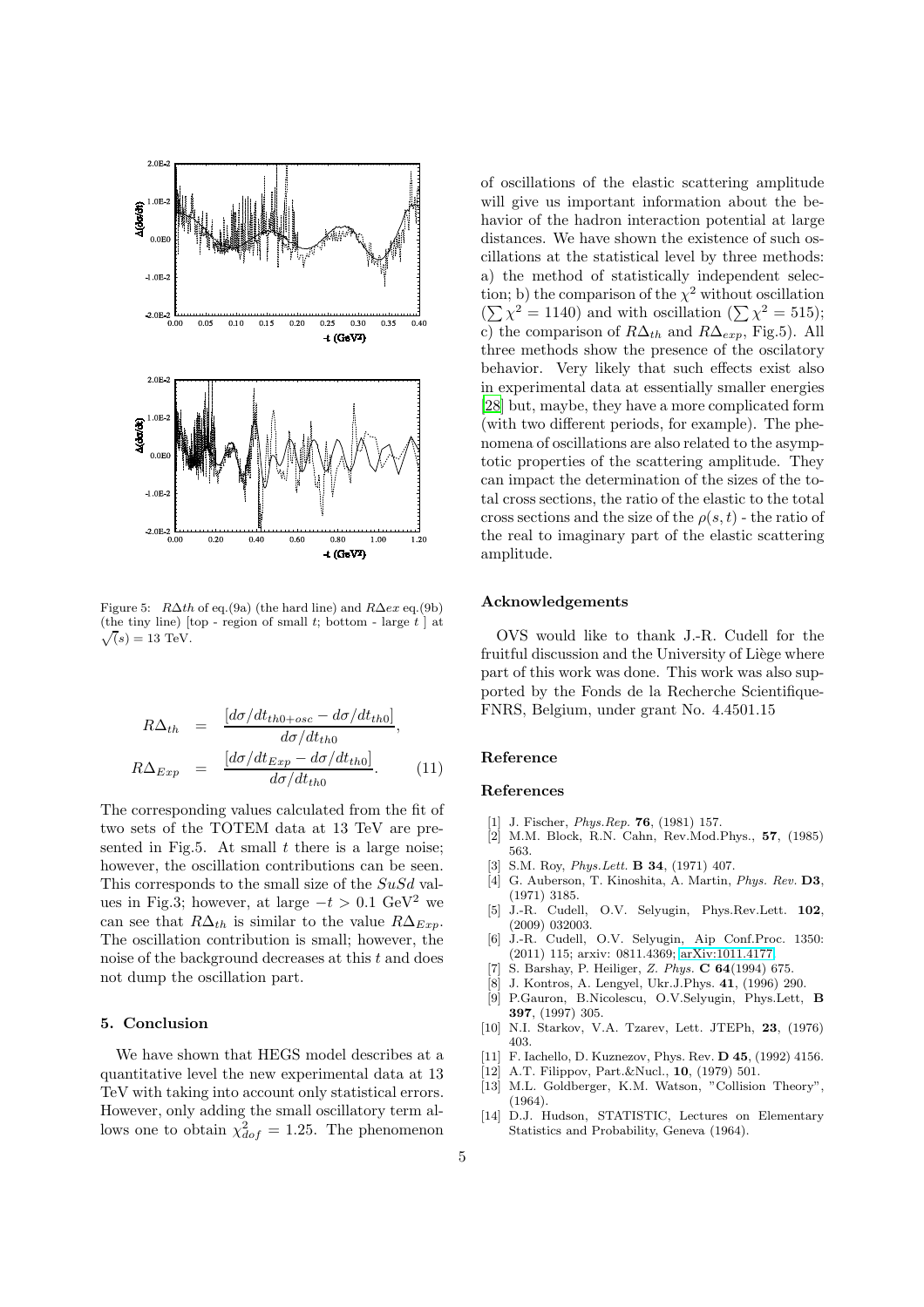Figure 5: $R\Delta th$ of eq.(9a) (the hard line) and $R\Delta ex$ eq.(9b) (the tiny line) [top - region of small $t$; bottom - large $t$ ] at $\sqrt(s) = 13$ TeV.

$$
\begin{aligned}
R\Delta_{th} &= \frac{[d\sigma/dt_{th0+osc} - d\sigma/dt_{th0}]}{d\sigma/dt_{th0}}, \\
R\Delta_{Exp} &= \frac{[d\sigma/dt_{Exp} - d\sigma/dt_{th0}]}{d\sigma/dt_{th0}}. \qquad (11)
\end{aligned}
$$

The corresponding values calculated from the fit of two sets of the TOTEM data at 13 TeV are presented in Fig.5. At small $t$ there is a large noise; however, the oscillation contributions can be seen. This corresponds to the small size of the $SuSd$ values in Fig.3; however, at large $-t > 0.1$ GeV$^2$ we can see that $R\Delta_{th}$ is similar to the value $R\Delta_{Exp}$. The oscillation contribution is small; however, the noise of the background decreases at this $t$ and does not dump the oscillation part.

## 5. Conclusion

We have shown that HEGS model describes at a quantitative level the new experimental data at 13 TeV with taking into account only statistical errors. However, only adding the small oscillatory term allows one to obtain $\chi^2_{dof} = 1.25$. The phenomenon of oscillations of the elastic scattering amplitude will give us important information about the behavior of the hadron interaction potential at large distances. We have shown the existence of such oscillations at the statistical level by three methods: a) the method of statistically independent selection; b) the comparison of the $\chi^2$ without oscillation ($\sum \chi^2 = 1140$) and with oscillation ($\sum \chi^2 = 515$); c) the comparison of $R\Delta_{th}$ and $R\Delta_{exp}$, Fig.5). All three methods show the presence of the oscillatory behavior. Very likely that such effects exist also in experimental data at essentially smaller energies [28] but, maybe, they have a more complicated form (with two different periods, for example). The phenomena of oscillations are also related to the asymptotic properties of the scattering amplitude. They can impact the determination of the sizes of the total cross sections, the ratio of the elastic to the total cross sections and the size of the $\rho(s,t)$ - the ratio of the real to imaginary part of the elastic scattering amplitude.

## Acknowledgements

OVS would like to thank J.-R. Cudell for the fruitful discussion and the University of Liège where part of this work was done. This work was also supported by the Fonds de la Recherche Scientifique-FNRS, Belgium, under grant No. 4.4501.15

## Reference

## References

[1] J. Fischer, *Phys.Rep.* **76**, (1981) 157.

[2] M.M. Block, R.N. Cahn, Rev.Mod.Phys., **57**, (1985) 563.

[3] S.M. Roy, *Phys.Lett.* **B 34**, (1971) 407.

[4] G. Auberson, T. Kinoshita, A. Martin, *Phys. Rev.* **D3**, (1971) 3185.

[5] J.-R. Cudell, O.V. Selyugin, Phys.Rev.Lett. **102**, (2009) 032003.

[6] J.-R. Cudell, O.V. Selyugin, Aip Conf.Proc. 1350: (2011) 115; arxiv: 0811.4369; arXiv:1011.4177.

[7] S. Barshay, P. Heiliger, *Z. Phys.* **C 64**(1994) 675.

[8] J. Kontros, A. Lengyel, Ukr.J.Phys. **41**, (1996) 290.

[9] P.Gauron, B.Nicolescu, O.V.Selyugin, Phys.Lett, **B 397**, (1997) 305.

[10] N.I. Starkov, V.A. Tzarev, Lett. JTEPh, **23**, (1976) 403.

[11] F. Iachello, D. Kuznezov, Phys. Rev. **D 45**, (1992) 4156.

[12] A.T. Filippov, Part.&Nucl., **10**, (1979) 501.

[13] M.L. Goldberger, K.M. Watson, "Collision Theory", (1964).

[14] D.J. Hudson, STATISTIC, Lectures on Elementary Statistics and Probability, Geneva (1964).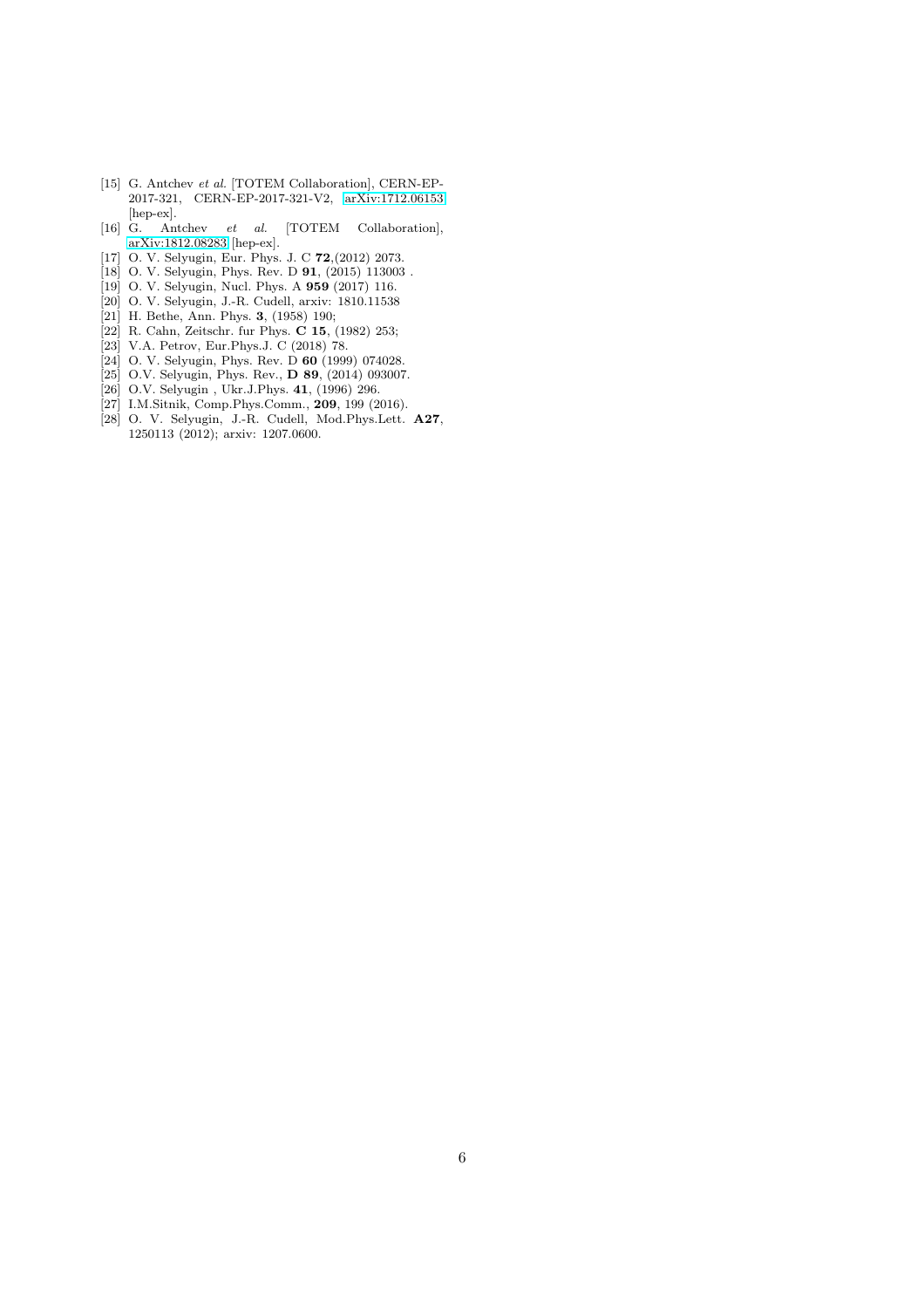[15] G. Antchev *et al.* [TOTEM Collaboration], CERN-EP-2017-321, CERN-EP-2017-321-V2, arXiv:1712.06153 [hep-ex].

[16] G. Antchev *et al.* [TOTEM Collaboration], arXiv:1812.08283 [hep-ex].

[17] O. V. Selyugin, Eur. Phys. J. C **72**,(2012) 2073.

[18] O. V. Selyugin, Phys. Rev. D **91**, (2015) 113003 .

[19] O. V. Selyugin, Nucl. Phys. A **959** (2017) 116.

[20] O. V. Selyugin, J.-R. Cudell, arxiv: 1810.11538

[21] H. Bethe, Ann. Phys. **3**, (1958) 190;

[22] R. Cahn, Zeitschr. fur Phys. **C 15**, (1982) 253;

[23] V.A. Petrov, Eur.Phys.J. C (2018) 78.

[24] O. V. Selyugin, Phys. Rev. D **60** (1999) 074028.

[25] O.V. Selyugin, Phys. Rev., **D 89**, (2014) 093007.

[26] O.V. Selyugin , Ukr.J.Phys. **41**, (1996) 296.

[27] I.M.Sitnik, Comp.Phys.Comm., **209**, 199 (2016).

[28] O. V. Selyugin, J.-R. Cudell, Mod.Phys.Lett. **A27**, 1250113 (2012); arxiv: 1207.0600.